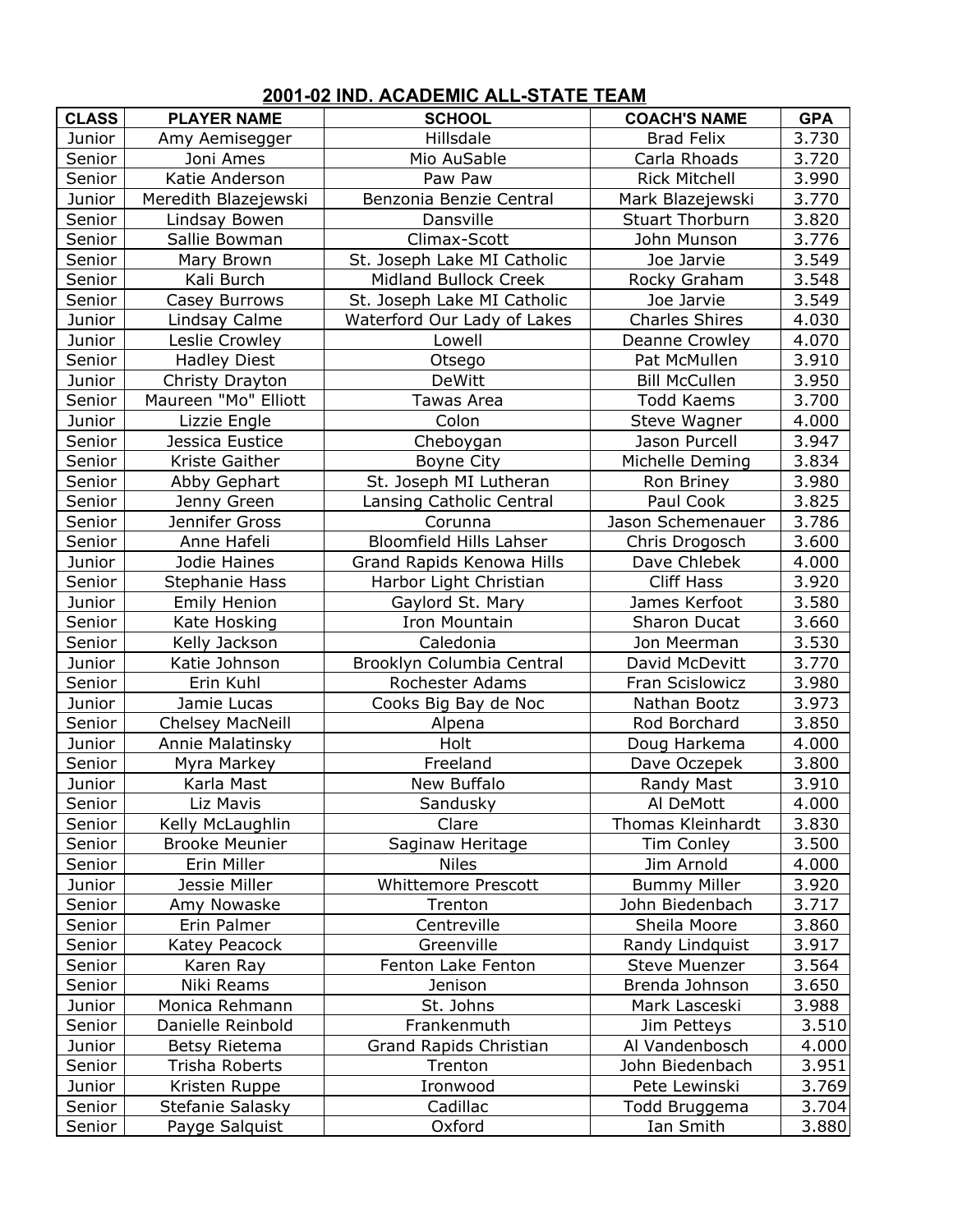## 2001-02 IND. ACADEMIC ALL-STATE TEAM

| CLASS | PLAYER NAME | SCHOOL | COACH'S NAME | GPA |
|---|---|---|---|---|
| Junior | Amy Aemisegger | Hillsdale | Brad Felix | 3.730 |
| Senior | Joni Ames | Mio AuSable | Carla Rhoads | 3.720 |
| Senior | Katie Anderson | Paw Paw | Rick Mitchell | 3.990 |
| Junior | Meredith Blazejewski | Benzonia Benzie Central | Mark Blazejewski | 3.770 |
| Senior | Lindsay Bowen | Dansville | Stuart Thorburn | 3.820 |
| Senior | Sallie Bowman | Climax-Scott | John Munson | 3.776 |
| Senior | Mary Brown | St. Joseph Lake MI Catholic | Joe Jarvie | 3.549 |
| Senior | Kali Burch | Midland Bullock Creek | Rocky Graham | 3.548 |
| Senior | Casey Burrows | St. Joseph Lake MI Catholic | Joe Jarvie | 3.549 |
| Junior | Lindsay Calme | Waterford Our Lady of Lakes | Charles Shires | 4.030 |
| Junior | Leslie Crowley | Lowell | Deanne Crowley | 4.070 |
| Senior | Hadley Diest | Otsego | Pat McMullen | 3.910 |
| Junior | Christy Drayton | DeWitt | Bill McCullen | 3.950 |
| Senior | Maureen "Mo" Elliott | Tawas Area | Todd Kaems | 3.700 |
| Junior | Lizzie Engle | Colon | Steve Wagner | 4.000 |
| Senior | Jessica Eustice | Cheboygan | Jason Purcell | 3.947 |
| Senior | Kriste Gaither | Boyne City | Michelle Deming | 3.834 |
| Senior | Abby Gephart | St. Joseph MI Lutheran | Ron Briney | 3.980 |
| Senior | Jenny Green | Lansing Catholic Central | Paul Cook | 3.825 |
| Senior | Jennifer Gross | Corunna | Jason Schemenauer | 3.786 |
| Senior | Anne Hafeli | Bloomfield Hills Lahser | Chris Drogosch | 3.600 |
| Junior | Jodie Haines | Grand Rapids Kenowa Hills | Dave Chlebek | 4.000 |
| Senior | Stephanie Hass | Harbor Light Christian | Cliff Hass | 3.920 |
| Junior | Emily Henion | Gaylord St. Mary | James Kerfoot | 3.580 |
| Senior | Kate Hosking | Iron Mountain | Sharon Ducat | 3.660 |
| Senior | Kelly Jackson | Caledonia | Jon Meerman | 3.530 |
| Junior | Katie Johnson | Brooklyn Columbia Central | David McDevitt | 3.770 |
| Senior | Erin Kuhl | Rochester Adams | Fran Scislowicz | 3.980 |
| Junior | Jamie Lucas | Cooks Big Bay de Noc | Nathan Bootz | 3.973 |
| Senior | Chelsey MacNeill | Alpena | Rod Borchard | 3.850 |
| Junior | Annie Malatinsky | Holt | Doug Harkema | 4.000 |
| Senior | Myra Markey | Freeland | Dave Oczepek | 3.800 |
| Junior | Karla Mast | New Buffalo | Randy Mast | 3.910 |
| Senior | Liz Mavis | Sandusky | Al DeMott | 4.000 |
| Senior | Kelly McLaughlin | Clare | Thomas Kleinhardt | 3.830 |
| Senior | Brooke Meunier | Saginaw Heritage | Tim Conley | 3.500 |
| Senior | Erin Miller | Niles | Jim Arnold | 4.000 |
| Junior | Jessie Miller | Whittemore Prescott | Bummy Miller | 3.920 |
| Senior | Amy Nowaske | Trenton | John Biedenbach | 3.717 |
| Senior | Erin Palmer | Centreville | Sheila Moore | 3.860 |
| Senior | Katey Peacock | Greenville | Randy Lindquist | 3.917 |
| Senior | Karen Ray | Fenton Lake Fenton | Steve Muenzer | 3.564 |
| Senior | Niki Reams | Jenison | Brenda Johnson | 3.650 |
| Junior | Monica Rehmann | St. Johns | Mark Lasceski | 3.988 |
| Senior | Danielle Reinbold | Frankenmuth | Jim Petteys | 3.510 |
| Junior | Betsy Rietema | Grand Rapids Christian | Al Vandenbosch | 4.000 |
| Senior | Trisha Roberts | Trenton | John Biedenbach | 3.951 |
| Junior | Kristen Ruppe | Ironwood | Pete Lewinski | 3.769 |
| Senior | Stefanie Salasky | Cadillac | Todd Bruggema | 3.704 |
| Senior | Payge Salquist | Oxford | Ian Smith | 3.880 |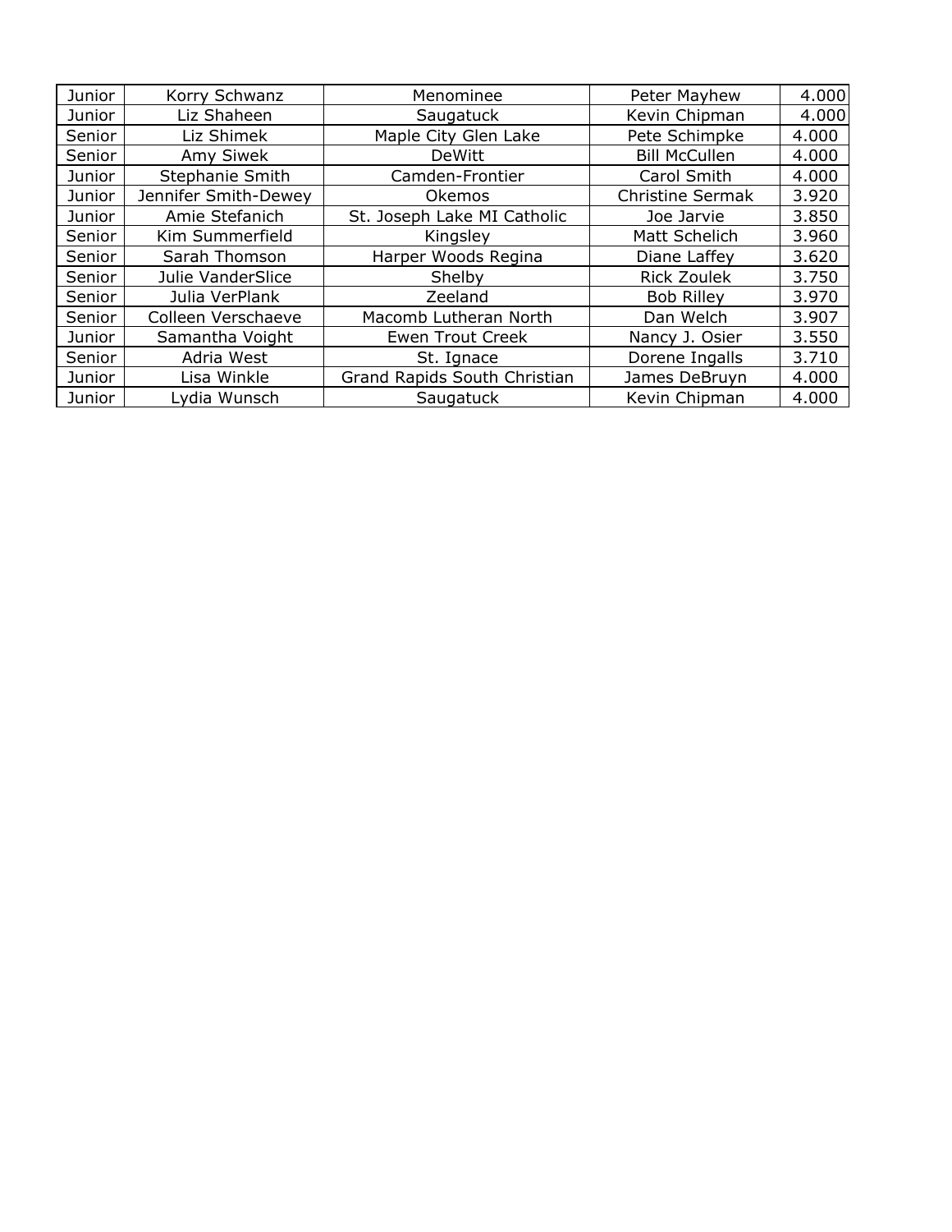| | | | | |
|---|---|---|---|---|
| Junior | Korry Schwanz | Menominee | Peter Mayhew | 4.000 |
| Junior | Liz Shaheen | Saugatuck | Kevin Chipman | 4.000 |
| Senior | Liz Shimek | Maple City Glen Lake | Pete Schimpke | 4.000 |
| Senior | Amy Siwek | DeWitt | Bill McCullen | 4.000 |
| Junior | Stephanie Smith | Camden-Frontier | Carol Smith | 4.000 |
| Junior | Jennifer Smith-Dewey | Okemos | Christine Sermak | 3.920 |
| Junior | Amie Stefanich | St. Joseph Lake MI Catholic | Joe Jarvie | 3.850 |
| Senior | Kim Summerfield | Kingsley | Matt Schelich | 3.960 |
| Senior | Sarah Thomson | Harper Woods Regina | Diane Laffey | 3.620 |
| Senior | Julie VanderSlice | Shelby | Rick Zoulek | 3.750 |
| Senior | Julia VerPlank | Zeeland | Bob Rilley | 3.970 |
| Senior | Colleen Verschaeve | Macomb Lutheran North | Dan Welch | 3.907 |
| Junior | Samantha Voight | Ewen Trout Creek | Nancy J. Osier | 3.550 |
| Senior | Adria West | St. Ignace | Dorene Ingalls | 3.710 |
| Junior | Lisa Winkle | Grand Rapids South Christian | James DeBruyn | 4.000 |
| Junior | Lydia Wunsch | Saugatuck | Kevin Chipman | 4.000 |